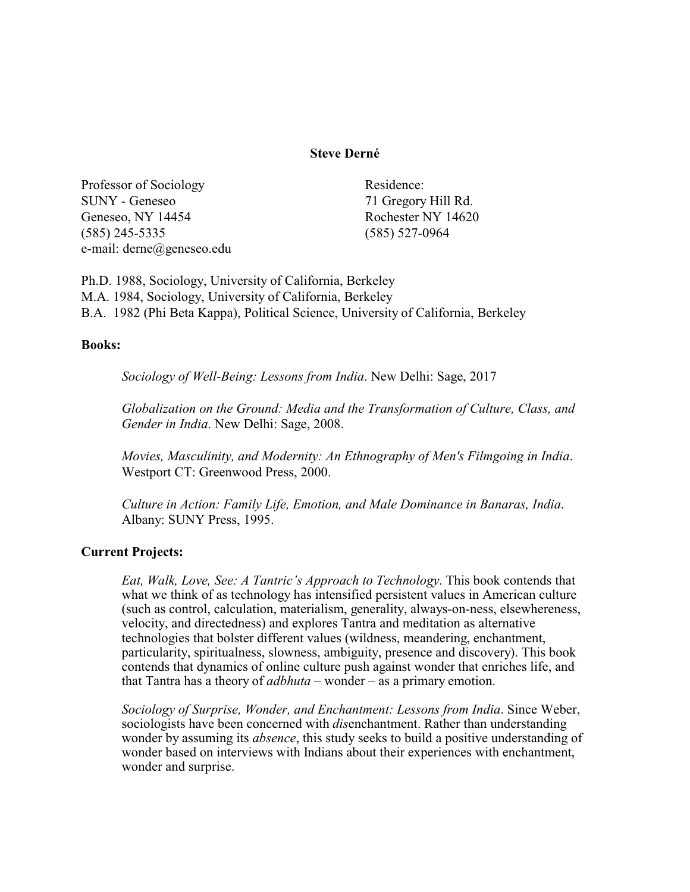# Steve Derné

Professor of Sociology
SUNY - Geneseo
Geneseo, NY 14454
(585) 245-5335
e-mail: derne@geneseo.edu

Residence:
71 Gregory Hill Rd.
Rochester NY 14620
(585) 527-0964

Ph.D. 1988, Sociology, University of California, Berkeley
M.A. 1984, Sociology, University of California, Berkeley
B.A. 1982 (Phi Beta Kappa), Political Science, University of California, Berkeley

**Books:**

*Sociology of Well-Being: Lessons from India*. New Delhi: Sage, 2017

*Globalization on the Ground: Media and the Transformation of Culture, Class, and Gender in India*. New Delhi: Sage, 2008.

*Movies, Masculinity, and Modernity: An Ethnography of Men's Filmgoing in India*. Westport CT: Greenwood Press, 2000.

*Culture in Action: Family Life, Emotion, and Male Dominance in Banaras, India*. Albany: SUNY Press, 1995.

**Current Projects:**

*Eat, Walk, Love, See: A Tantric's Approach to Technology*. This book contends that what we think of as technology has intensified persistent values in American culture (such as control, calculation, materialism, generality, always-on-ness, elsewhereness, velocity, and directedness) and explores Tantra and meditation as alternative technologies that bolster different values (wildness, meandering, enchantment, particularity, spiritualness, slowness, ambiguity, presence and discovery). This book contends that dynamics of online culture push against wonder that enriches life, and that Tantra has a theory of *adbhuta* – wonder – as a primary emotion.

*Sociology of Surprise, Wonder, and Enchantment: Lessons from India*. Since Weber, sociologists have been concerned with *dis*enchantment. Rather than understanding wonder by assuming its *absence*, this study seeks to build a positive understanding of wonder based on interviews with Indians about their experiences with enchantment, wonder and surprise.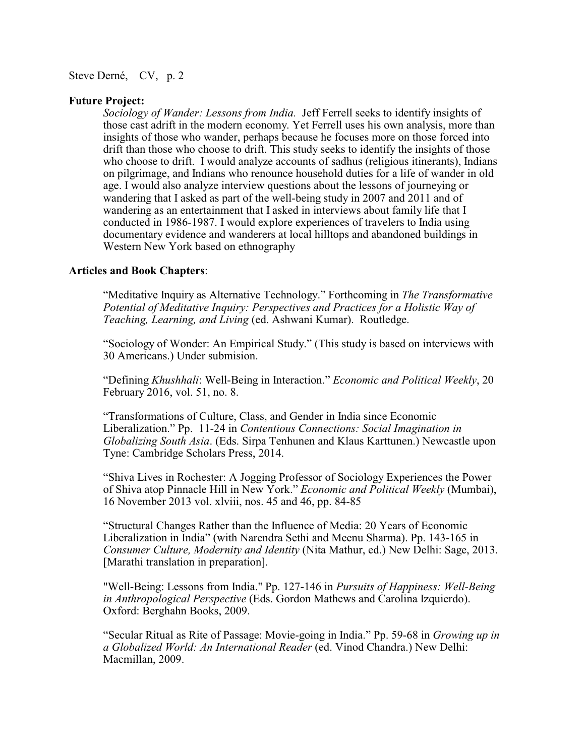**Future Project:**

*Sociology of Wander: Lessons from India.* Jeff Ferrell seeks to identify insights of those cast adrift in the modern economy. Yet Ferrell uses his own analysis, more than insights of those who wander, perhaps because he focuses more on those forced into drift than those who choose to drift. This study seeks to identify the insights of those who choose to drift. I would analyze accounts of sadhus (religious itinerants), Indians on pilgrimage, and Indians who renounce household duties for a life of wander in old age. I would also analyze interview questions about the lessons of journeying or wandering that I asked as part of the well-being study in 2007 and 2011 and of wandering as an entertainment that I asked in interviews about family life that I conducted in 1986-1987. I would explore experiences of travelers to India using documentary evidence and wanderers at local hilltops and abandoned buildings in Western New York based on ethnography

**Articles and Book Chapters**:

"Meditative Inquiry as Alternative Technology." Forthcoming in *The Transformative Potential of Meditative Inquiry: Perspectives and Practices for a Holistic Way of Teaching, Learning, and Living* (ed. Ashwani Kumar). Routledge.

"Sociology of Wonder: An Empirical Study." (This study is based on interviews with 30 Americans.) Under submision.

"Defining *Khushhali*: Well-Being in Interaction." *Economic and Political Weekly*, 20 February 2016, vol. 51, no. 8.

"Transformations of Culture, Class, and Gender in India since Economic Liberalization." Pp. 11-24 in *Contentious Connections: Social Imagination in Globalizing South Asia*. (Eds. Sirpa Tenhunen and Klaus Karttunen.) Newcastle upon Tyne: Cambridge Scholars Press, 2014.

"Shiva Lives in Rochester: A Jogging Professor of Sociology Experiences the Power of Shiva atop Pinnacle Hill in New York." *Economic and Political Weekly* (Mumbai), 16 November 2013 vol. xlviii, nos. 45 and 46, pp. 84-85

"Structural Changes Rather than the Influence of Media: 20 Years of Economic Liberalization in India" (with Narendra Sethi and Meenu Sharma). Pp. 143-165 in *Consumer Culture, Modernity and Identity* (Nita Mathur, ed.) New Delhi: Sage, 2013. [Marathi translation in preparation].

"Well-Being: Lessons from India." Pp. 127-146 in *Pursuits of Happiness: Well-Being in Anthropological Perspective* (Eds. Gordon Mathews and Carolina Izquierdo). Oxford: Berghahn Books, 2009.

"Secular Ritual as Rite of Passage: Movie-going in India." Pp. 59-68 in *Growing up in a Globalized World: An International Reader* (ed. Vinod Chandra.) New Delhi: Macmillan, 2009.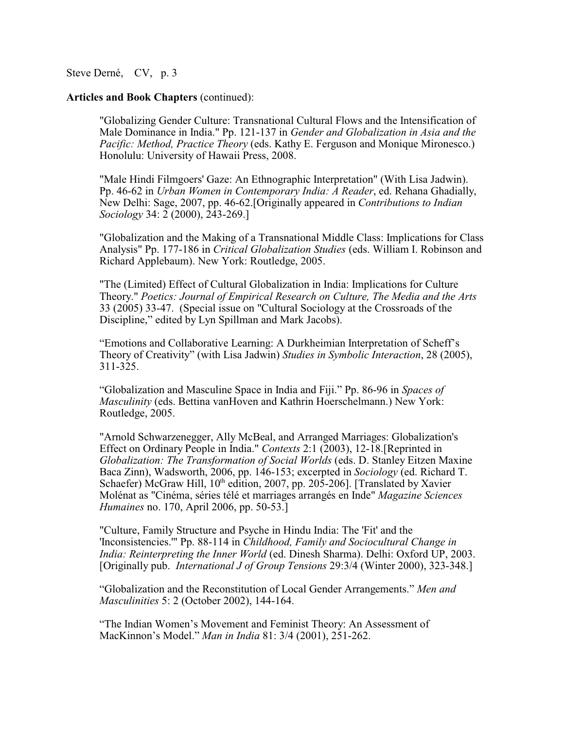**Articles and Book Chapters** (continued):

"Globalizing Gender Culture: Transnational Cultural Flows and the Intensification of Male Dominance in India." Pp. 121-137 in *Gender and Globalization in Asia and the Pacific: Method, Practice Theory* (eds. Kathy E. Ferguson and Monique Mironesco.) Honolulu: University of Hawaii Press, 2008.

"Male Hindi Filmgoers' Gaze: An Ethnographic Interpretation" (With Lisa Jadwin). Pp. 46-62 in *Urban Women in Contemporary India: A Reader*, ed. Rehana Ghadially, New Delhi: Sage, 2007, pp. 46-62.[Originally appeared in *Contributions to Indian Sociology* 34: 2 (2000), 243-269.]

"Globalization and the Making of a Transnational Middle Class: Implications for Class Analysis" Pp. 177-186 in *Critical Globalization Studies* (eds. William I. Robinson and Richard Applebaum). New York: Routledge, 2005.

"The (Limited) Effect of Cultural Globalization in India: Implications for Culture Theory." *Poetics: Journal of Empirical Research on Culture, The Media and the Arts* 33 (2005) 33-47. (Special issue on "Cultural Sociology at the Crossroads of the Discipline," edited by Lyn Spillman and Mark Jacobs).

"Emotions and Collaborative Learning: A Durkheimian Interpretation of Scheff's Theory of Creativity" (with Lisa Jadwin) *Studies in Symbolic Interaction*, 28 (2005), 311-325.

"Globalization and Masculine Space in India and Fiji." Pp. 86-96 in *Spaces of Masculinity* (eds. Bettina vanHoven and Kathrin Hoerschelmann.) New York: Routledge, 2005.

"Arnold Schwarzenegger, Ally McBeal, and Arranged Marriages: Globalization's Effect on Ordinary People in India." *Contexts* 2:1 (2003), 12-18.[Reprinted in *Globalization: The Transformation of Social Worlds* (eds. D. Stanley Eitzen Maxine Baca Zinn), Wadsworth, 2006, pp. 146-153; excerpted in *Sociology* (ed. Richard T. Schaefer) McGraw Hill, 10th edition, 2007, pp. 205-206]. [Translated by Xavier Molénat as "Cinéma, séries télé et marriages arrangés en Inde" *Magazine Sciences Humaines* no. 170, April 2006, pp. 50-53.]

"Culture, Family Structure and Psyche in Hindu India: The 'Fit' and the 'Inconsistencies.'" Pp. 88-114 in *Childhood, Family and Sociocultural Change in India: Reinterpreting the Inner World* (ed. Dinesh Sharma). Delhi: Oxford UP, 2003. [Originally pub. *International J of Group Tensions* 29:3/4 (Winter 2000), 323-348.]

"Globalization and the Reconstitution of Local Gender Arrangements." *Men and Masculinities* 5: 2 (October 2002), 144-164.

"The Indian Women's Movement and Feminist Theory: An Assessment of MacKinnon's Model." *Man in India* 81: 3/4 (2001), 251-262.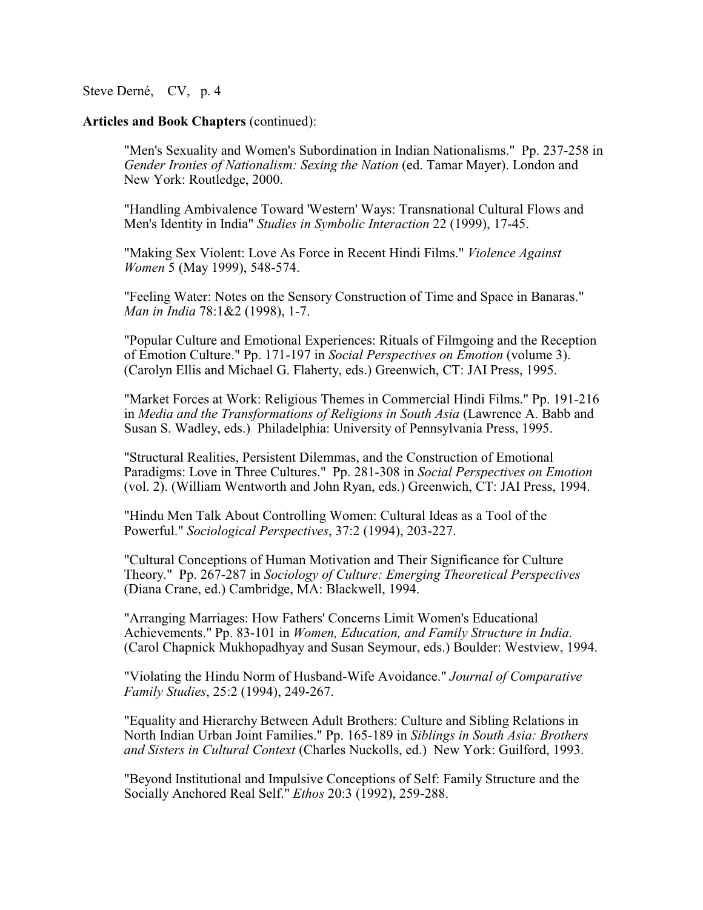**Articles and Book Chapters** (continued):

"Men's Sexuality and Women's Subordination in Indian Nationalisms." Pp. 237-258 in *Gender Ironies of Nationalism: Sexing the Nation* (ed. Tamar Mayer). London and New York: Routledge, 2000.

"Handling Ambivalence Toward 'Western' Ways: Transnational Cultural Flows and Men's Identity in India" *Studies in Symbolic Interaction* 22 (1999), 17-45.

"Making Sex Violent: Love As Force in Recent Hindi Films." *Violence Against Women* 5 (May 1999), 548-574.

"Feeling Water: Notes on the Sensory Construction of Time and Space in Banaras." *Man in India* 78:1&2 (1998), 1-7.

"Popular Culture and Emotional Experiences: Rituals of Filmgoing and the Reception of Emotion Culture." Pp. 171-197 in *Social Perspectives on Emotion* (volume 3). (Carolyn Ellis and Michael G. Flaherty, eds.) Greenwich, CT: JAI Press, 1995.

"Market Forces at Work: Religious Themes in Commercial Hindi Films." Pp. 191-216 in *Media and the Transformations of Religions in South Asia* (Lawrence A. Babb and Susan S. Wadley, eds.) Philadelphia: University of Pennsylvania Press, 1995.

"Structural Realities, Persistent Dilemmas, and the Construction of Emotional Paradigms: Love in Three Cultures." Pp. 281-308 in *Social Perspectives on Emotion* (vol. 2). (William Wentworth and John Ryan, eds.) Greenwich, CT: JAI Press, 1994.

"Hindu Men Talk About Controlling Women: Cultural Ideas as a Tool of the Powerful." *Sociological Perspectives*, 37:2 (1994), 203-227.

"Cultural Conceptions of Human Motivation and Their Significance for Culture Theory." Pp. 267-287 in *Sociology of Culture: Emerging Theoretical Perspectives* (Diana Crane, ed.) Cambridge, MA: Blackwell, 1994.

"Arranging Marriages: How Fathers' Concerns Limit Women's Educational Achievements." Pp. 83-101 in *Women, Education, and Family Structure in India*. (Carol Chapnick Mukhopadhyay and Susan Seymour, eds.) Boulder: Westview, 1994.

"Violating the Hindu Norm of Husband-Wife Avoidance." *Journal of Comparative Family Studies*, 25:2 (1994), 249-267.

"Equality and Hierarchy Between Adult Brothers: Culture and Sibling Relations in North Indian Urban Joint Families." Pp. 165-189 in *Siblings in South Asia: Brothers and Sisters in Cultural Context* (Charles Nuckolls, ed.) New York: Guilford, 1993.

"Beyond Institutional and Impulsive Conceptions of Self: Family Structure and the Socially Anchored Real Self." *Ethos* 20:3 (1992), 259-288.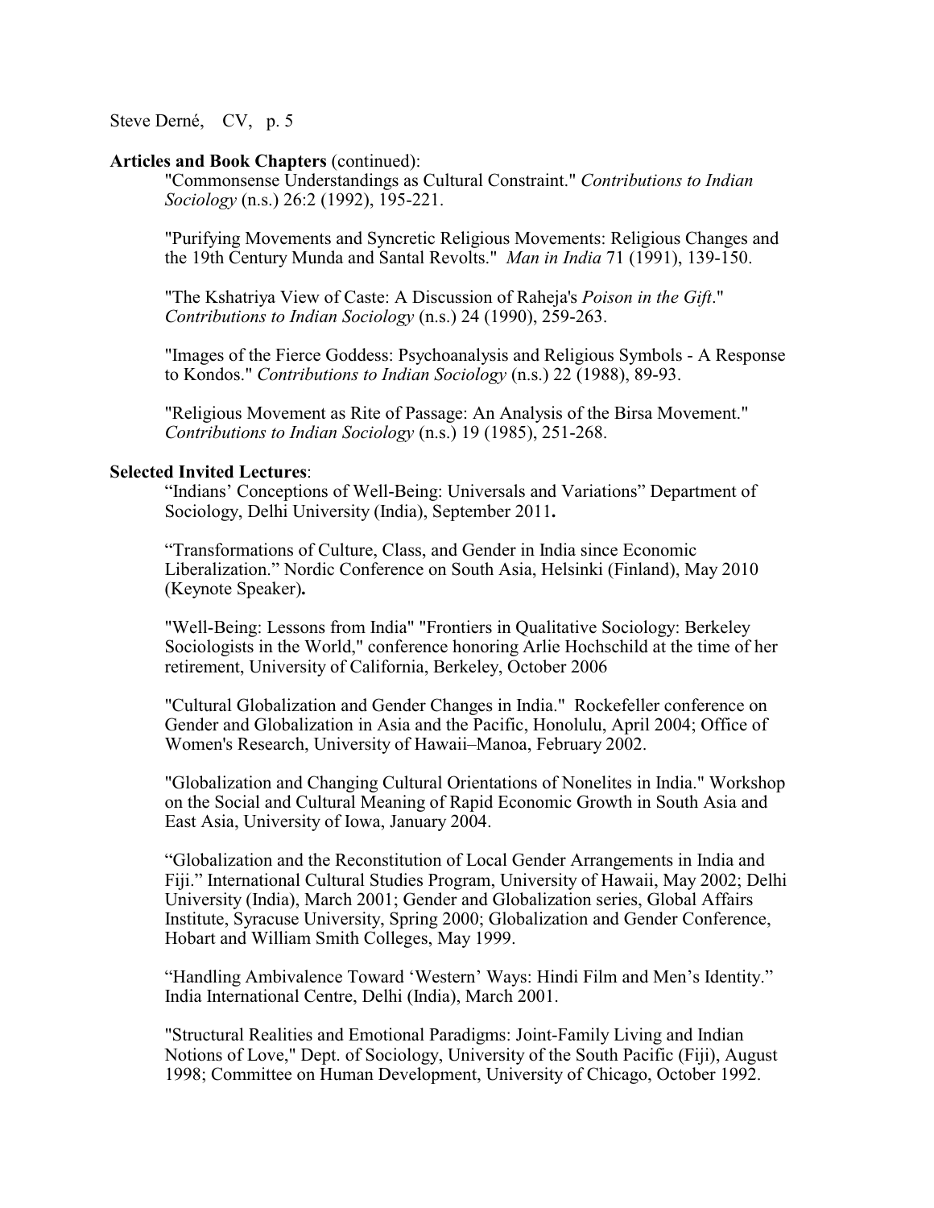**Articles and Book Chapters** (continued):

"Commonsense Understandings as Cultural Constraint." *Contributions to Indian Sociology* (n.s.) 26:2 (1992), 195-221.

"Purifying Movements and Syncretic Religious Movements: Religious Changes and the 19th Century Munda and Santal Revolts." *Man in India* 71 (1991), 139-150.

"The Kshatriya View of Caste: A Discussion of Raheja's *Poison in the Gift*." *Contributions to Indian Sociology* (n.s.) 24 (1990), 259-263.

"Images of the Fierce Goddess: Psychoanalysis and Religious Symbols - A Response to Kondos." *Contributions to Indian Sociology* (n.s.) 22 (1988), 89-93.

"Religious Movement as Rite of Passage: An Analysis of the Birsa Movement." *Contributions to Indian Sociology* (n.s.) 19 (1985), 251-268.

**Selected Invited Lectures**:

"Indians' Conceptions of Well-Being: Universals and Variations" Department of Sociology, Delhi University (India), September 2011**.**

"Transformations of Culture, Class, and Gender in India since Economic Liberalization." Nordic Conference on South Asia, Helsinki (Finland), May 2010 (Keynote Speaker)**.**

"Well-Being: Lessons from India" "Frontiers in Qualitative Sociology: Berkeley Sociologists in the World," conference honoring Arlie Hochschild at the time of her retirement, University of California, Berkeley, October 2006

"Cultural Globalization and Gender Changes in India." Rockefeller conference on Gender and Globalization in Asia and the Pacific, Honolulu, April 2004; Office of Women's Research, University of Hawaii–Manoa, February 2002.

"Globalization and Changing Cultural Orientations of Nonelites in India." Workshop on the Social and Cultural Meaning of Rapid Economic Growth in South Asia and East Asia, University of Iowa, January 2004.

"Globalization and the Reconstitution of Local Gender Arrangements in India and Fiji." International Cultural Studies Program, University of Hawaii, May 2002; Delhi University (India), March 2001; Gender and Globalization series, Global Affairs Institute, Syracuse University, Spring 2000; Globalization and Gender Conference, Hobart and William Smith Colleges, May 1999.

"Handling Ambivalence Toward 'Western' Ways: Hindi Film and Men's Identity." India International Centre, Delhi (India), March 2001.

"Structural Realities and Emotional Paradigms: Joint-Family Living and Indian Notions of Love," Dept. of Sociology, University of the South Pacific (Fiji), August 1998; Committee on Human Development, University of Chicago, October 1992.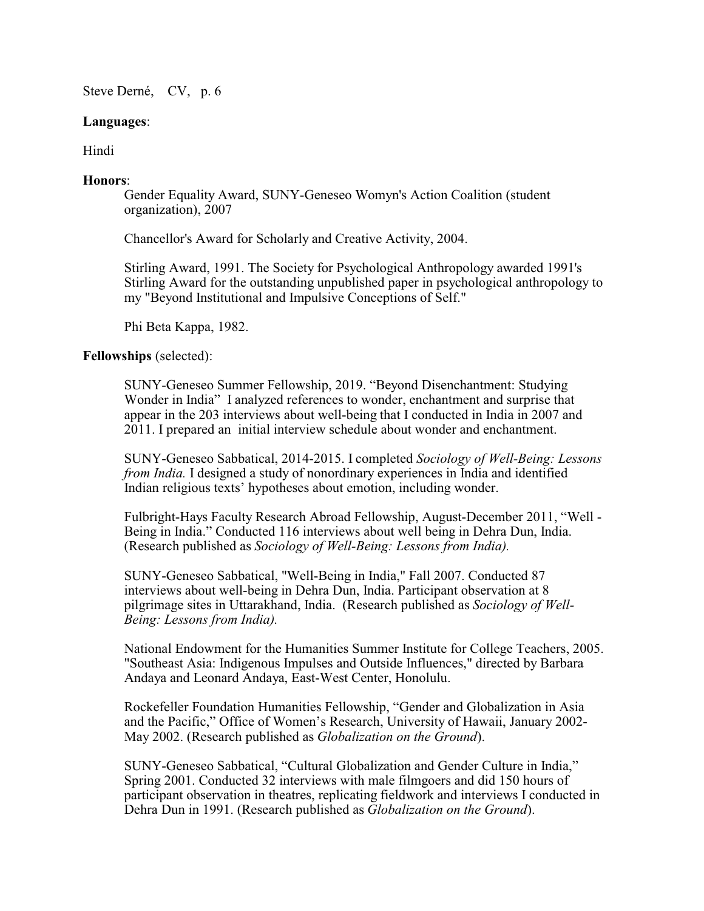**Languages**:

Hindi

**Honors**:

Gender Equality Award, SUNY-Geneseo Womyn's Action Coalition (student organization), 2007

Chancellor's Award for Scholarly and Creative Activity, 2004.

Stirling Award, 1991. The Society for Psychological Anthropology awarded 1991's Stirling Award for the outstanding unpublished paper in psychological anthropology to my "Beyond Institutional and Impulsive Conceptions of Self."

Phi Beta Kappa, 1982.

**Fellowships** (selected):

SUNY-Geneseo Summer Fellowship, 2019. "Beyond Disenchantment: Studying Wonder in India" I analyzed references to wonder, enchantment and surprise that appear in the 203 interviews about well-being that I conducted in India in 2007 and 2011. I prepared an initial interview schedule about wonder and enchantment.

SUNY-Geneseo Sabbatical, 2014-2015. I completed *Sociology of Well-Being: Lessons from India.* I designed a study of nonordinary experiences in India and identified Indian religious texts' hypotheses about emotion, including wonder.

Fulbright-Hays Faculty Research Abroad Fellowship, August-December 2011, "Well - Being in India." Conducted 116 interviews about well being in Dehra Dun, India. (Research published as *Sociology of Well-Being: Lessons from India).*

SUNY-Geneseo Sabbatical, "Well-Being in India," Fall 2007. Conducted 87 interviews about well-being in Dehra Dun, India. Participant observation at 8 pilgrimage sites in Uttarakhand, India. (Research published as *Sociology of Well-Being: Lessons from India).*

National Endowment for the Humanities Summer Institute for College Teachers, 2005. "Southeast Asia: Indigenous Impulses and Outside Influences," directed by Barbara Andaya and Leonard Andaya, East-West Center, Honolulu.

Rockefeller Foundation Humanities Fellowship, "Gender and Globalization in Asia and the Pacific," Office of Women's Research, University of Hawaii, January 2002-May 2002. (Research published as *Globalization on the Ground*).

SUNY-Geneseo Sabbatical, "Cultural Globalization and Gender Culture in India," Spring 2001. Conducted 32 interviews with male filmgoers and did 150 hours of participant observation in theatres, replicating fieldwork and interviews I conducted in Dehra Dun in 1991. (Research published as *Globalization on the Ground*).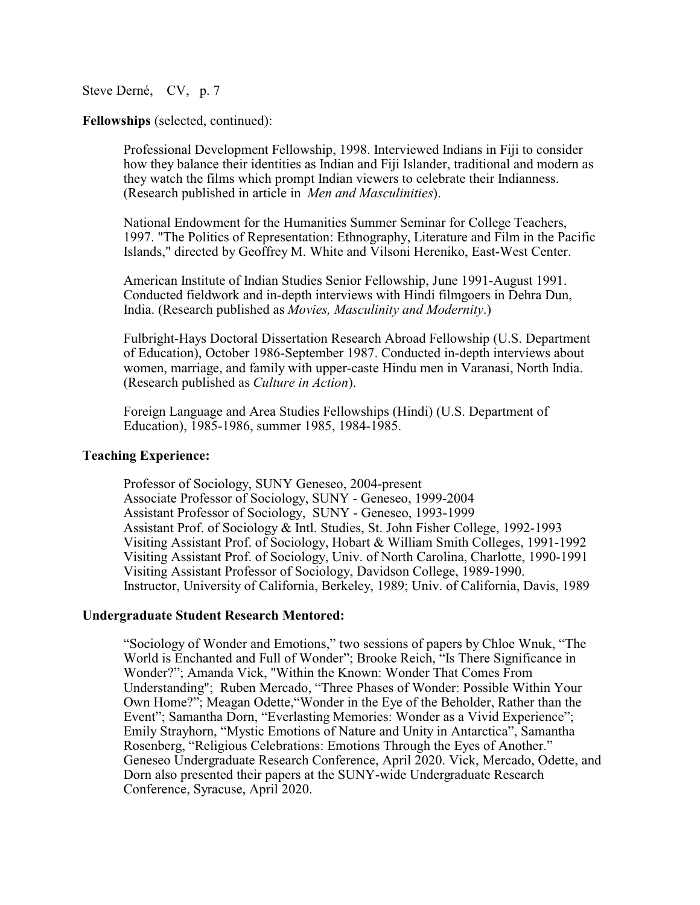**Fellowships** (selected, continued):

Professional Development Fellowship, 1998. Interviewed Indians in Fiji to consider how they balance their identities as Indian and Fiji Islander, traditional and modern as they watch the films which prompt Indian viewers to celebrate their Indianness. (Research published in article in *Men and Masculinities*).

National Endowment for the Humanities Summer Seminar for College Teachers, 1997. "The Politics of Representation: Ethnography, Literature and Film in the Pacific Islands," directed by Geoffrey M. White and Vilsoni Hereniko, East-West Center.

American Institute of Indian Studies Senior Fellowship, June 1991-August 1991. Conducted fieldwork and in-depth interviews with Hindi filmgoers in Dehra Dun, India. (Research published as *Movies, Masculinity and Modernity*.)

Fulbright-Hays Doctoral Dissertation Research Abroad Fellowship (U.S. Department of Education), October 1986-September 1987. Conducted in-depth interviews about women, marriage, and family with upper-caste Hindu men in Varanasi, North India. (Research published as *Culture in Action*).

Foreign Language and Area Studies Fellowships (Hindi) (U.S. Department of Education), 1985-1986, summer 1985, 1984-1985.

**Teaching Experience:**

Professor of Sociology, SUNY Geneseo, 2004-present
Associate Professor of Sociology, SUNY - Geneseo, 1999-2004
Assistant Professor of Sociology, SUNY - Geneseo, 1993-1999
Assistant Prof. of Sociology & Intl. Studies, St. John Fisher College, 1992-1993
Visiting Assistant Prof. of Sociology, Hobart & William Smith Colleges, 1991-1992
Visiting Assistant Prof. of Sociology, Univ. of North Carolina, Charlotte, 1990-1991
Visiting Assistant Professor of Sociology, Davidson College, 1989-1990.
Instructor, University of California, Berkeley, 1989; Univ. of California, Davis, 1989

**Undergraduate Student Research Mentored:**

"Sociology of Wonder and Emotions," two sessions of papers by Chloe Wnuk, "The World is Enchanted and Full of Wonder"; Brooke Reich, "Is There Significance in Wonder?"; Amanda Vick, "Within the Known: Wonder That Comes From Understanding"; Ruben Mercado, "Three Phases of Wonder: Possible Within Your Own Home?"; Meagan Odette,"Wonder in the Eye of the Beholder, Rather than the Event"; Samantha Dorn, "Everlasting Memories: Wonder as a Vivid Experience"; Emily Strayhorn, "Mystic Emotions of Nature and Unity in Antarctica", Samantha Rosenberg, "Religious Celebrations: Emotions Through the Eyes of Another." Geneseo Undergraduate Research Conference, April 2020. Vick, Mercado, Odette, and Dorn also presented their papers at the SUNY-wide Undergraduate Research Conference, Syracuse, April 2020.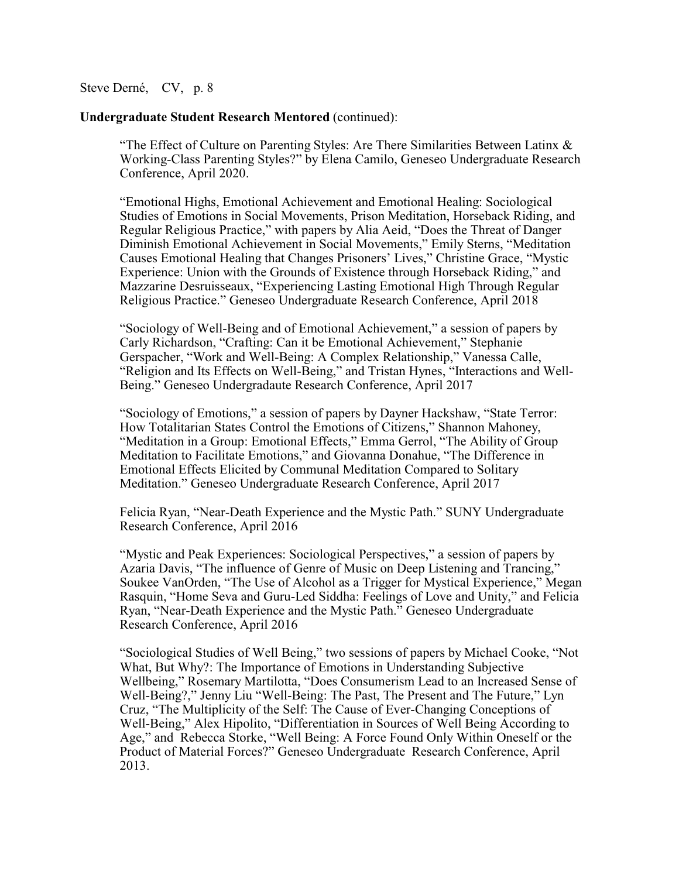**Undergraduate Student Research Mentored** (continued):

"The Effect of Culture on Parenting Styles: Are There Similarities Between Latinx & Working-Class Parenting Styles?" by Elena Camilo, Geneseo Undergraduate Research Conference, April 2020.

"Emotional Highs, Emotional Achievement and Emotional Healing: Sociological Studies of Emotions in Social Movements, Prison Meditation, Horseback Riding, and Regular Religious Practice," with papers by Alia Aeid, "Does the Threat of Danger Diminish Emotional Achievement in Social Movements," Emily Sterns, "Meditation Causes Emotional Healing that Changes Prisoners' Lives," Christine Grace, "Mystic Experience: Union with the Grounds of Existence through Horseback Riding," and Mazzarine Desruisseaux, "Experiencing Lasting Emotional High Through Regular Religious Practice." Geneseo Undergraduate Research Conference, April 2018

"Sociology of Well-Being and of Emotional Achievement," a session of papers by Carly Richardson, "Crafting: Can it be Emotional Achievement," Stephanie Gerspacher, "Work and Well-Being: A Complex Relationship," Vanessa Calle, "Religion and Its Effects on Well-Being," and Tristan Hynes, "Interactions and Well-Being." Geneseo Undergradaute Research Conference, April 2017

"Sociology of Emotions," a session of papers by Dayner Hackshaw, "State Terror: How Totalitarian States Control the Emotions of Citizens," Shannon Mahoney, "Meditation in a Group: Emotional Effects," Emma Gerrol, "The Ability of Group Meditation to Facilitate Emotions," and Giovanna Donahue, "The Difference in Emotional Effects Elicited by Communal Meditation Compared to Solitary Meditation." Geneseo Undergraduate Research Conference, April 2017

Felicia Ryan, "Near-Death Experience and the Mystic Path." SUNY Undergraduate Research Conference, April 2016

"Mystic and Peak Experiences: Sociological Perspectives," a session of papers by Azaria Davis, "The influence of Genre of Music on Deep Listening and Trancing," Soukee VanOrden, "The Use of Alcohol as a Trigger for Mystical Experience," Megan Rasquin, "Home Seva and Guru-Led Siddha: Feelings of Love and Unity," and Felicia Ryan, "Near-Death Experience and the Mystic Path." Geneseo Undergraduate Research Conference, April 2016

"Sociological Studies of Well Being," two sessions of papers by Michael Cooke, "Not What, But Why?: The Importance of Emotions in Understanding Subjective Wellbeing," Rosemary Martilotta, "Does Consumerism Lead to an Increased Sense of Well-Being?," Jenny Liu "Well-Being: The Past, The Present and The Future," Lyn Cruz, "The Multiplicity of the Self: The Cause of Ever-Changing Conceptions of Well-Being," Alex Hipolito, "Differentiation in Sources of Well Being According to Age," and Rebecca Storke, "Well Being: A Force Found Only Within Oneself or the Product of Material Forces?" Geneseo Undergraduate Research Conference, April 2013.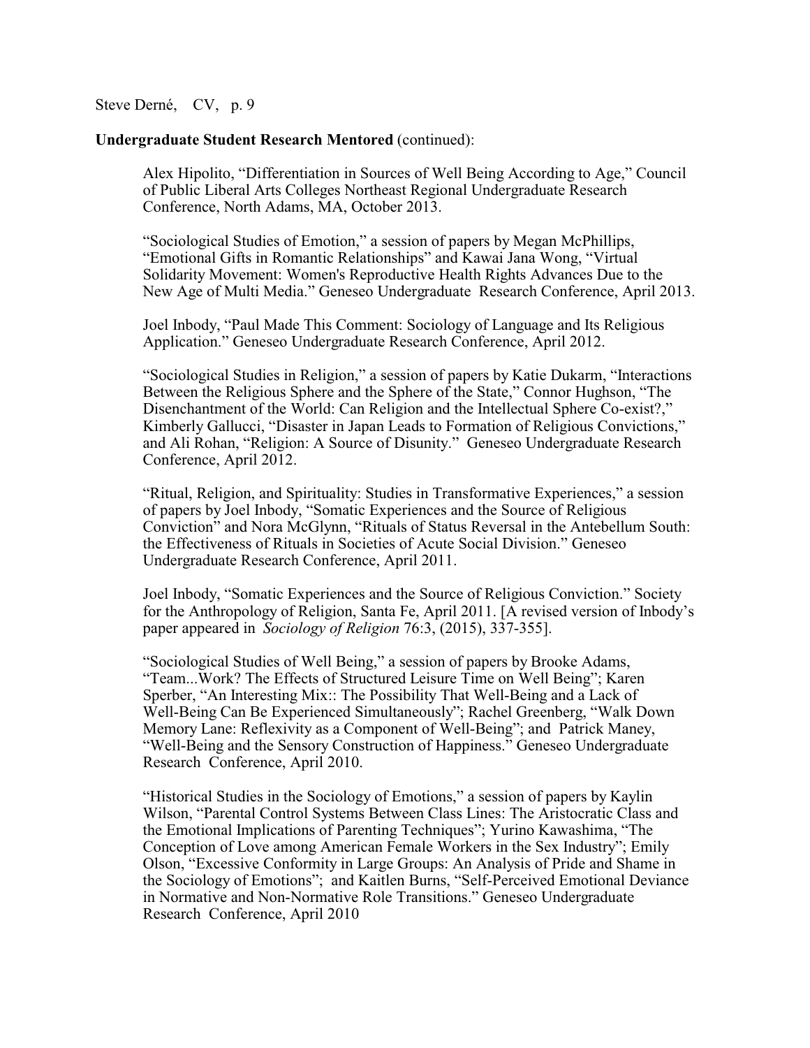**Undergraduate Student Research Mentored** (continued):

Alex Hipolito, "Differentiation in Sources of Well Being According to Age," Council of Public Liberal Arts Colleges Northeast Regional Undergraduate Research Conference, North Adams, MA, October 2013.

"Sociological Studies of Emotion," a session of papers by Megan McPhillips, "Emotional Gifts in Romantic Relationships" and Kawai Jana Wong, "Virtual Solidarity Movement: Women's Reproductive Health Rights Advances Due to the New Age of Multi Media." Geneseo Undergraduate Research Conference, April 2013.

Joel Inbody, "Paul Made This Comment: Sociology of Language and Its Religious Application." Geneseo Undergraduate Research Conference, April 2012.

"Sociological Studies in Religion," a session of papers by Katie Dukarm, "Interactions Between the Religious Sphere and the Sphere of the State," Connor Hughson, "The Disenchantment of the World: Can Religion and the Intellectual Sphere Co-exist?," Kimberly Gallucci, "Disaster in Japan Leads to Formation of Religious Convictions," and Ali Rohan, "Religion: A Source of Disunity." Geneseo Undergraduate Research Conference, April 2012.

"Ritual, Religion, and Spirituality: Studies in Transformative Experiences," a session of papers by Joel Inbody, "Somatic Experiences and the Source of Religious Conviction" and Nora McGlynn, "Rituals of Status Reversal in the Antebellum South: the Effectiveness of Rituals in Societies of Acute Social Division." Geneseo Undergraduate Research Conference, April 2011.

Joel Inbody, "Somatic Experiences and the Source of Religious Conviction." Society for the Anthropology of Religion, Santa Fe, April 2011. [A revised version of Inbody's paper appeared in *Sociology of Religion* 76:3, (2015), 337-355].

"Sociological Studies of Well Being," a session of papers by Brooke Adams, "Team...Work? The Effects of Structured Leisure Time on Well Being"; Karen Sperber, "An Interesting Mix:: The Possibility That Well-Being and a Lack of Well-Being Can Be Experienced Simultaneously"; Rachel Greenberg, "Walk Down Memory Lane: Reflexivity as a Component of Well-Being"; and Patrick Maney, "Well-Being and the Sensory Construction of Happiness." Geneseo Undergraduate Research Conference, April 2010.

"Historical Studies in the Sociology of Emotions," a session of papers by Kaylin Wilson, "Parental Control Systems Between Class Lines: The Aristocratic Class and the Emotional Implications of Parenting Techniques"; Yurino Kawashima, "The Conception of Love among American Female Workers in the Sex Industry"; Emily Olson, "Excessive Conformity in Large Groups: An Analysis of Pride and Shame in the Sociology of Emotions"; and Kaitlen Burns, "Self-Perceived Emotional Deviance in Normative and Non-Normative Role Transitions." Geneseo Undergraduate Research Conference, April 2010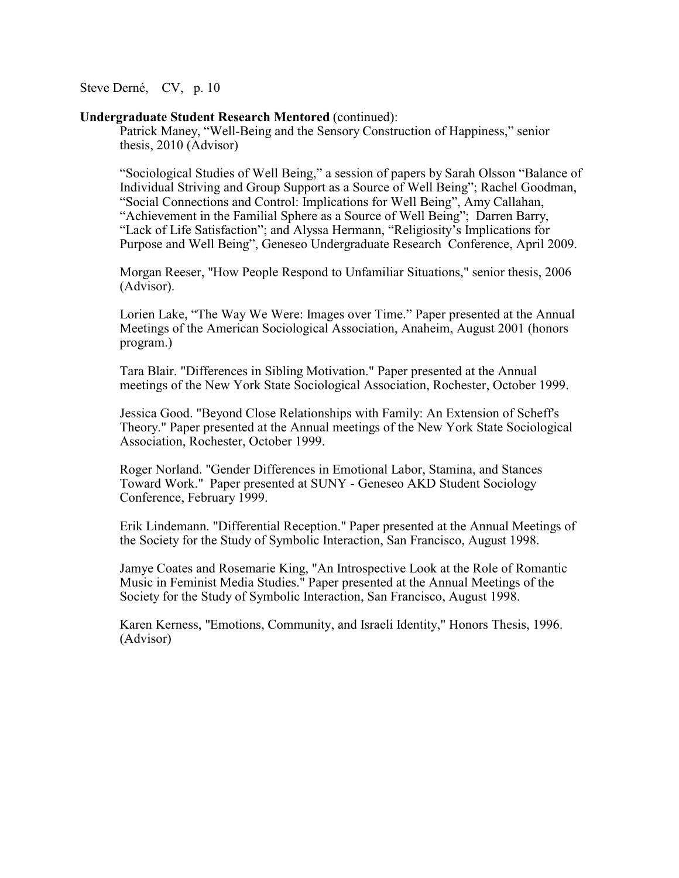**Undergraduate Student Research Mentored** (continued):

Patrick Maney, “Well-Being and the Sensory Construction of Happiness,” senior thesis, 2010 (Advisor)

“Sociological Studies of Well Being,” a session of papers by Sarah Olsson “Balance of Individual Striving and Group Support as a Source of Well Being”; Rachel Goodman, “Social Connections and Control: Implications for Well Being”, Amy Callahan, “Achievement in the Familial Sphere as a Source of Well Being”; Darren Barry, “Lack of Life Satisfaction”; and Alyssa Hermann, “Religiosity’s Implications for Purpose and Well Being”, Geneseo Undergraduate Research Conference, April 2009.

Morgan Reeser, "How People Respond to Unfamiliar Situations," senior thesis, 2006 (Advisor).

Lorien Lake, “The Way We Were: Images over Time.” Paper presented at the Annual Meetings of the American Sociological Association, Anaheim, August 2001 (honors program.)

Tara Blair. "Differences in Sibling Motivation." Paper presented at the Annual meetings of the New York State Sociological Association, Rochester, October 1999.

Jessica Good. "Beyond Close Relationships with Family: An Extension of Scheff's Theory." Paper presented at the Annual meetings of the New York State Sociological Association, Rochester, October 1999.

Roger Norland. "Gender Differences in Emotional Labor, Stamina, and Stances Toward Work." Paper presented at SUNY - Geneseo AKD Student Sociology Conference, February 1999.

Erik Lindemann. "Differential Reception." Paper presented at the Annual Meetings of the Society for the Study of Symbolic Interaction, San Francisco, August 1998.

Jamye Coates and Rosemarie King, "An Introspective Look at the Role of Romantic Music in Feminist Media Studies." Paper presented at the Annual Meetings of the Society for the Study of Symbolic Interaction, San Francisco, August 1998.

Karen Kerness, "Emotions, Community, and Israeli Identity," Honors Thesis, 1996. (Advisor)